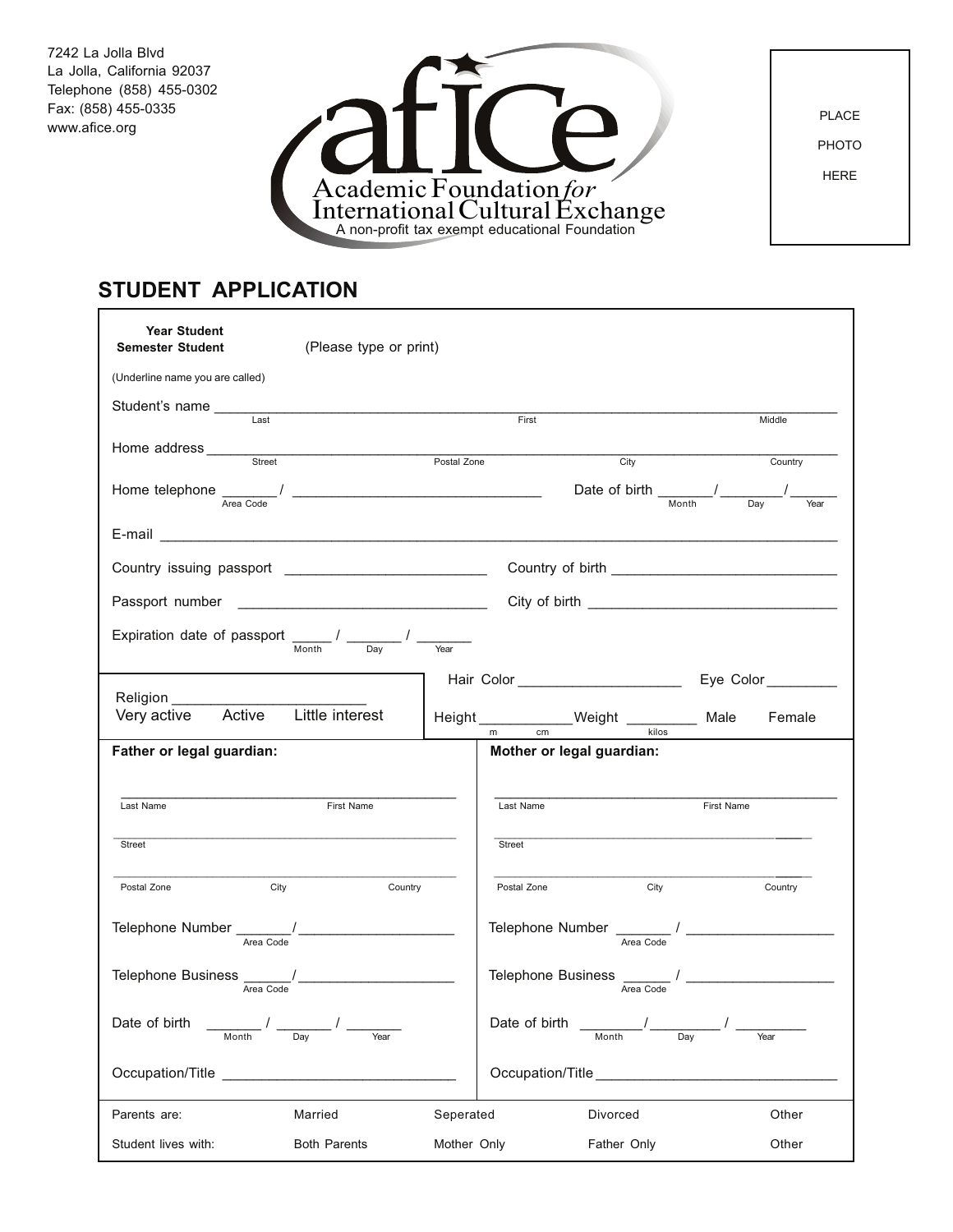7242 La Jolla Blvd
La Jolla, California 92037
Telephone (858) 455-0302
Fax: (858) 455-0335
www.afice.org

**afice**
Academic Foundation *for* International Cultural Exchange
A non-profit tax exempt educational Foundation

PLACE PHOTO HERE

## STUDENT APPLICATION

**Year Student**
**Semester Student** (Please type or print)

(Underline name you are called)

Student's name ______________________________________________
Last First Middle

Home address ______________________________________________
Street Postal Zone City Country

Home telephone _______/ ______________________ Date of birth _______/ _______/ ______
Area Code Month Day Year

E-mail ______________________________________________

Country issuing passport ______________________ Country of birth ______________________

Passport number ______________________ City of birth ______________________

Expiration date of passport _____ / _______ / _______
Month Day Year

Religion ______________________
Very active Active Little interest

Hair Color ____________________ Eye Color _________

Height ___________ Weight _________ Male Female
m cm kilos

**Father or legal guardian:**

______________________________________________
Last Name First Name

______________________________________________
Street

______________________________________________
Postal Zone City Country

Telephone Number ______/ ____________________
Area Code

Telephone Business ______/ ____________________
Area Code

Date of birth _______ / _______ / _______
Month Day Year

Occupation/Title ______________________________

**Mother or legal guardian:**

______________________________________________
Last Name First Name

______________________________________________
Street

______________________________________________
Postal Zone City Country

Telephone Number _______ / ____________________
Area Code

Telephone Business ______ / ____________________
Area Code

Date of birth ________/ _________ / _________
Month Day Year

Occupation/Title ______________________________

| Parents are: | Married | Seperated | Divorced | Other |
|---|---|---|---|---|
| Student lives with: | Both Parents | Mother Only | Father Only | Other |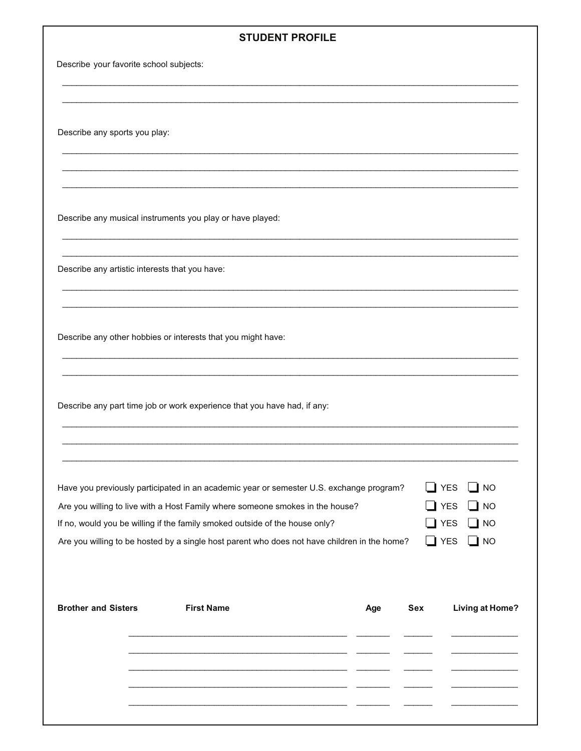## STUDENT PROFILE

Describe your favorite school subjects:

______________________________________________________________________________

______________________________________________________________________________

Describe any sports you play:

______________________________________________________________________________

______________________________________________________________________________

______________________________________________________________________________

Describe any musical instruments you play or have played:

______________________________________________________________________________

______________________________________________________________________________

Describe any artistic interests that you have:

______________________________________________________________________________

______________________________________________________________________________

Describe any other hobbies or interests that you might have:

______________________________________________________________________________

______________________________________________________________________________

Describe any part time job or work experience that you have had, if any:

______________________________________________________________________________

______________________________________________________________________________

______________________________________________________________________________

Have you previously participated in an academic year or semester U.S. exchange program? ☐ YES ☐ NO

Are you willing to live with a Host Family where someone smokes in the house? ☐ YES ☐ NO

If no, would you be willing if the family smoked outside of the house only? ☐ YES ☐ NO

Are you willing to be hosted by a single host parent who does not have children in the home? ☐ YES ☐ NO

| Brother and Sisters | First Name | Age | Sex | Living at Home? |
|---|---|---|---|---|
| | | | | |
| | | | | |
| | | | | |
| | | | | |
| | | | | |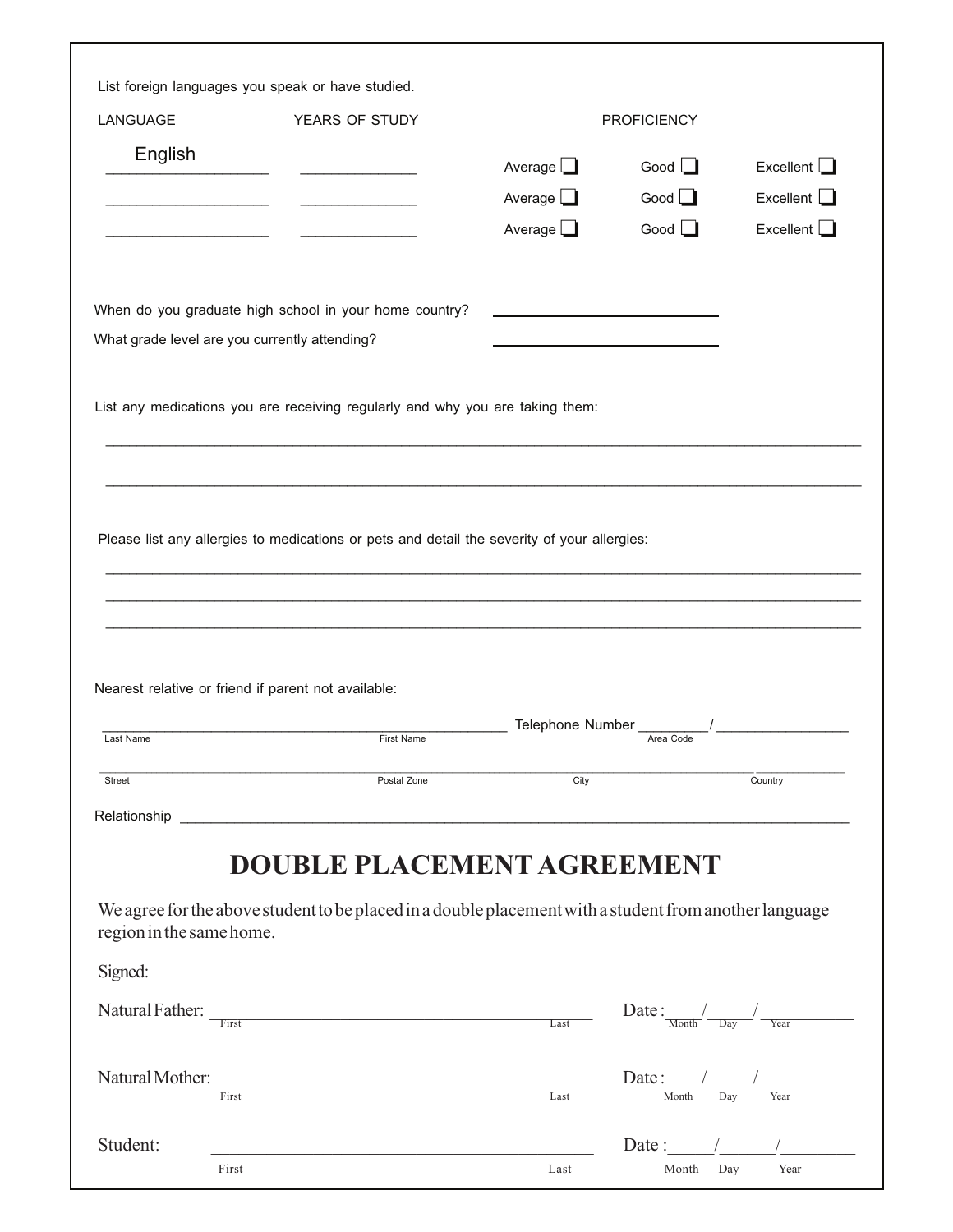List foreign languages you speak or have studied.

| LANGUAGE | YEARS OF STUDY | PROFICIENCY | | |
|---|---|---|---|---|
| English | ______________ | Average ☐ | Good ☐ | Excellent ☐ |
| ___________________ | ______________ | Average ☐ | Good ☐ | Excellent ☐ |
| ___________________ | ______________ | Average ☐ | Good ☐ | Excellent ☐ |

When do you graduate high school in your home country? ____________________________

What grade level are you currently attending? ____________________________

List any medications you are receiving regularly and why you are taking them:

_____________________________________________________________________________________

_____________________________________________________________________________________

Please list any allergies to medications or pets and detail the severity of your allergies:

_____________________________________________________________________________________

_____________________________________________________________________________________

_____________________________________________________________________________________

Nearest relative or friend if parent not available:

_____________________________________________ Telephone Number ________/________________

Last Name First Name Area Code

_____________________________________________________________________________________

Street Postal Zone City Country

Relationship _________________________________________________________________________

# DOUBLE PLACEMENT AGREEMENT

We agree for the above student to be placed in a double placement with a student from another language region in the same home.

Signed:

Natural Father: ____________________________________________ Date : ____/____/__________

First Last Month Day Year

Natural Mother: ____________________________________________ Date : ____/____/__________

First Last Month Day Year

Student: ____________________________________________ Date : _____/______/________

First Last Month Day Year